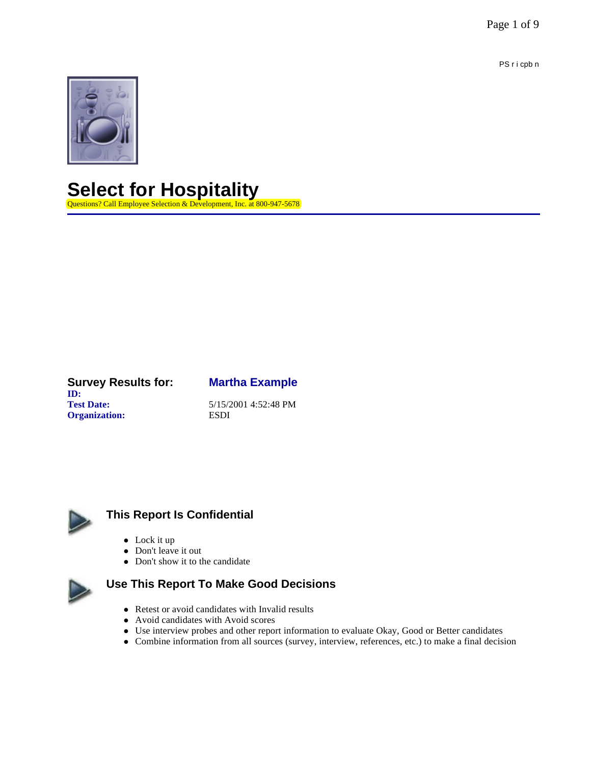PS r i cpb n

# Select for Hospitality

Questions? Call Employee Selection & Development, Inc. at 800-947-5678

**Survey Results for:** **Martha Example**

**ID:**

**Test Date:** 5/15/2001 4:52:48 PM

**Organization:** ESDI

## This Report Is Confidential

- Lock it up
- Don't leave it out
- Don't show it to the candidate

## Use This Report To Make Good Decisions

- Retest or avoid candidates with Invalid results
- Avoid candidates with Avoid scores
- Use interview probes and other report information to evaluate Okay, Good or Better candidates
- Combine information from all sources (survey, interview, references, etc.) to make a final decision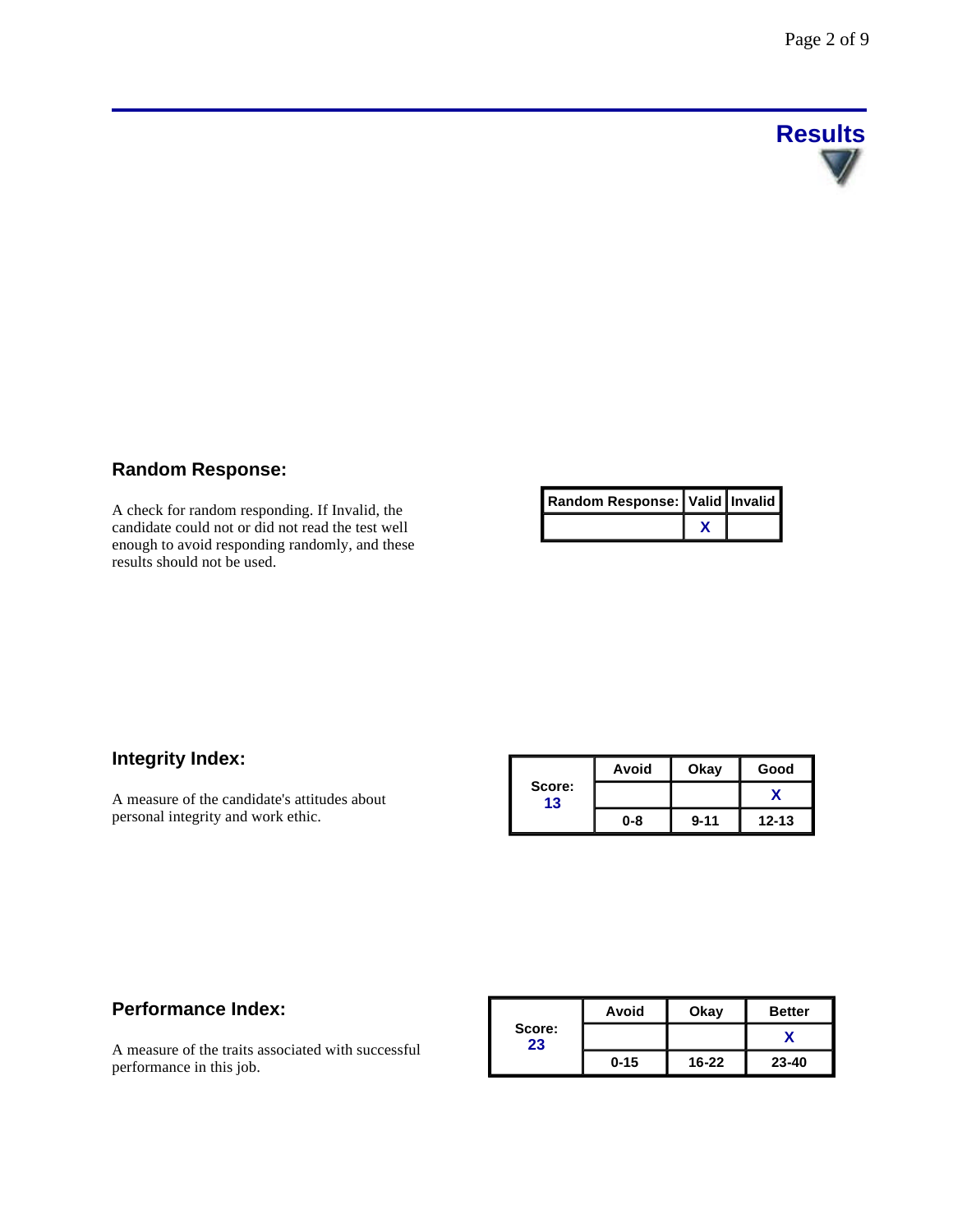## Results

### Random Response:

A check for random responding. If Invalid, the candidate could not or did not read the test well enough to avoid responding randomly, and these results should not be used.

| Random Response: | Valid | Invalid |
|---|---|---|
| | X | |

### Integrity Index:

A measure of the candidate's attitudes about personal integrity and work ethic.

| Score: 13 | Avoid | Okay | Good |
|---|---|---|---|
| | | | X |
| | 0-8 | 9-11 | 12-13 |

### Performance Index:

A measure of the traits associated with successful performance in this job.

| Score: 23 | Avoid | Okay | Better |
|---|---|---|---|
| | | | X |
| | 0-15 | 16-22 | 23-40 |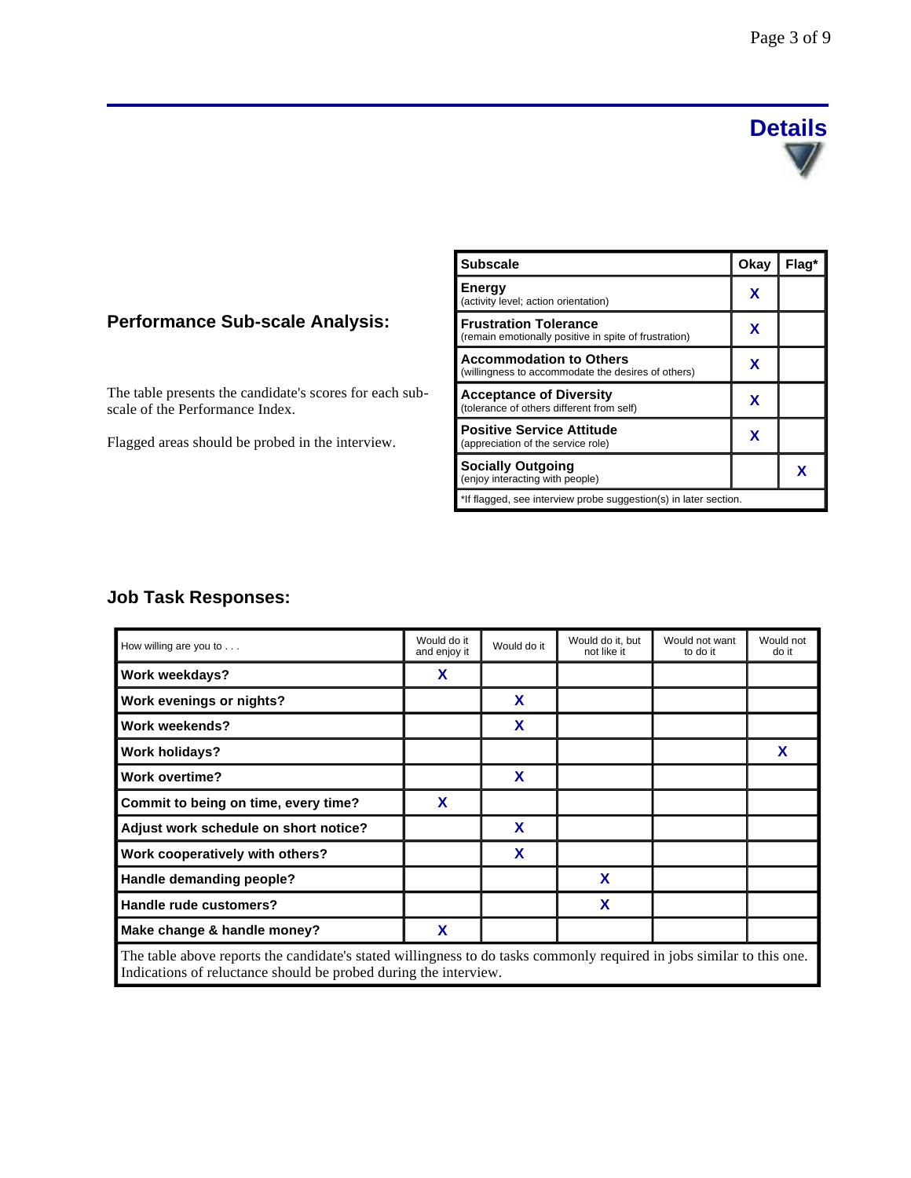# Details

## Performance Sub-scale Analysis:

The table presents the candidate's scores for each sub-scale of the Performance Index.

Flagged areas should be probed in the interview.

| Subscale | Okay | Flag* |
|---|---|---|
| **Energy** (activity level; action orientation) | X | |
| **Frustration Tolerance** (remain emotionally positive in spite of frustration) | X | |
| **Accommodation to Others** (willingness to accommodate the desires of others) | X | |
| **Acceptance of Diversity** (tolerance of others different from self) | X | |
| **Positive Service Attitude** (appreciation of the service role) | X | |
| **Socially Outgoing** (enjoy interacting with people) | | X |

*If flagged, see interview probe suggestion(s) in later section.

## Job Task Responses:

| How willing are you to . . . | Would do it and enjoy it | Would do it | Would do it, but not like it | Would not want to do it | Would not do it |
|---|---|---|---|---|---|
| **Work weekdays?** | X | | | | |
| **Work evenings or nights?** | | X | | | |
| **Work weekends?** | | X | | | |
| **Work holidays?** | | | | | X |
| **Work overtime?** | | X | | | |
| **Commit to being on time, every time?** | X | | | | |
| **Adjust work schedule on short notice?** | | X | | | |
| **Work cooperatively with others?** | | X | | | |
| **Handle demanding people?** | | | X | | |
| **Handle rude customers?** | | | X | | |
| **Make change & handle money?** | X | | | | |

The table above reports the candidate's stated willingness to do tasks commonly required in jobs similar to this one. Indications of reluctance should be probed during the interview.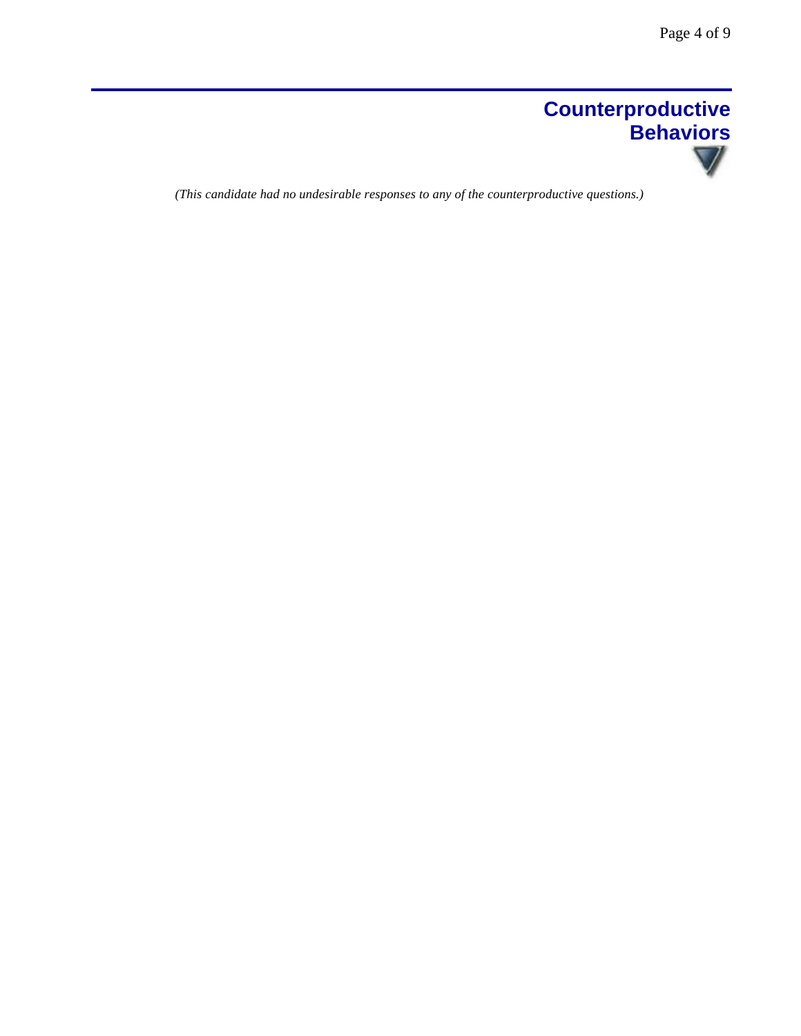## Counterproductive Behaviors

*(This candidate had no undesirable responses to any of the counterproductive questions.)*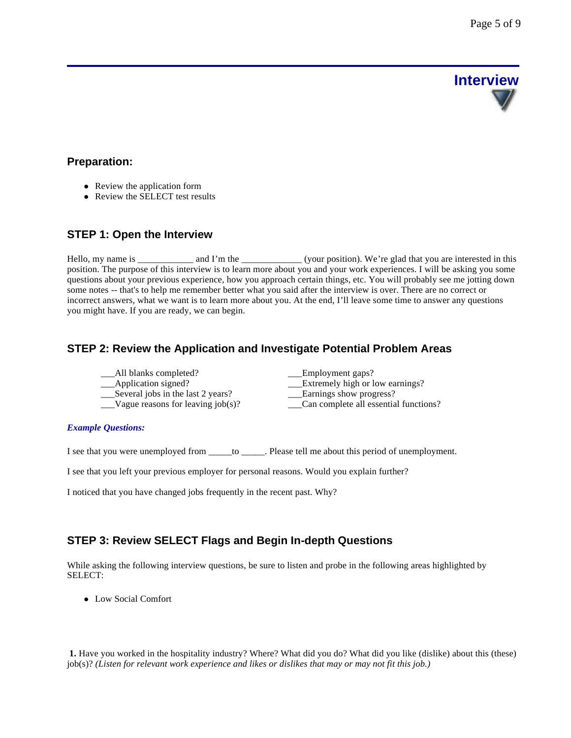# Interview

## Preparation:

- Review the application form
- Review the SELECT test results

## STEP 1: Open the Interview

Hello, my name is ____________ and I'm the _____________ (your position). We're glad that you are interested in this position. The purpose of this interview is to learn more about you and your work experiences. I will be asking you some questions about your previous experience, how you approach certain things, etc. You will probably see me jotting down some notes -- that's to help me remember better what you said after the interview is over. There are no correct or incorrect answers, what we want is to learn more about you. At the end, I'll leave some time to answer any questions you might have. If you are ready, we can begin.

## STEP 2: Review the Application and Investigate Potential Problem Areas

___All blanks completed?
___Application signed?
___Several jobs in the last 2 years?
___Vague reasons for leaving job(s)?
___Employment gaps?
___Extremely high or low earnings?
___Earnings show progress?
___Can complete all essential functions?

***Example Questions:***

I see that you were unemployed from _____to _____. Please tell me about this period of unemployment.

I see that you left your previous employer for personal reasons. Would you explain further?

I noticed that you have changed jobs frequently in the recent past. Why?

## STEP 3: Review SELECT Flags and Begin In-depth Questions

While asking the following interview questions, be sure to listen and probe in the following areas highlighted by SELECT:

- Low Social Comfort

**1.** Have you worked in the hospitality industry? Where? What did you do? What did you like (dislike) about this (these) job(s)? *(Listen for relevant work experience and likes or dislikes that may or may not fit this job.)*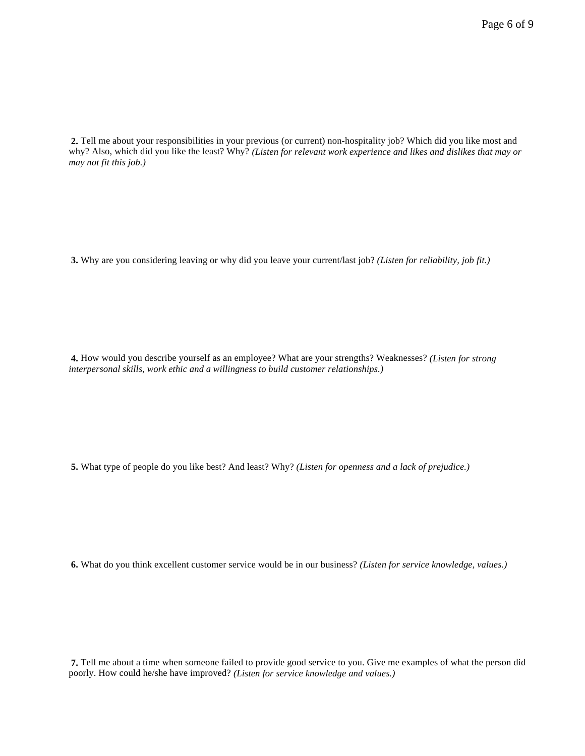**2.** Tell me about your responsibilities in your previous (or current) non-hospitality job? Which did you like most and why? Also, which did you like the least? Why? *(Listen for relevant work experience and likes and dislikes that may or may not fit this job.)*

**3.** Why are you considering leaving or why did you leave your current/last job? *(Listen for reliability, job fit.)*

**4.** How would you describe yourself as an employee? What are your strengths? Weaknesses? *(Listen for strong interpersonal skills, work ethic and a willingness to build customer relationships.)*

**5.** What type of people do you like best? And least? Why? *(Listen for openness and a lack of prejudice.)*

**6.** What do you think excellent customer service would be in our business? *(Listen for service knowledge, values.)*

**7.** Tell me about a time when someone failed to provide good service to you. Give me examples of what the person did poorly. How could he/she have improved? *(Listen for service knowledge and values.)*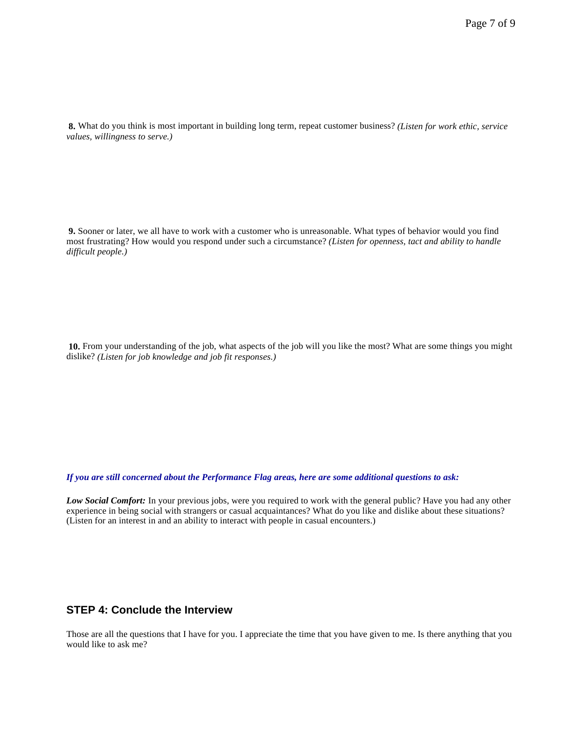**8.** What do you think is most important in building long term, repeat customer business? *(Listen for work ethic, service values, willingness to serve.)*

**9.** Sooner or later, we all have to work with a customer who is unreasonable. What types of behavior would you find most frustrating? How would you respond under such a circumstance? *(Listen for openness, tact and ability to handle difficult people.)*

**10.** From your understanding of the job, what aspects of the job will you like the most? What are some things you might dislike? *(Listen for job knowledge and job fit responses.)*

***If you are still concerned about the Performance Flag areas, here are some additional questions to ask:***

***Low Social Comfort:*** In your previous jobs, were you required to work with the general public? Have you had any other experience in being social with strangers or casual acquaintances? What do you like and dislike about these situations? (Listen for an interest in and an ability to interact with people in casual encounters.)

## STEP 4: Conclude the Interview

Those are all the questions that I have for you. I appreciate the time that you have given to me. Is there anything that you would like to ask me?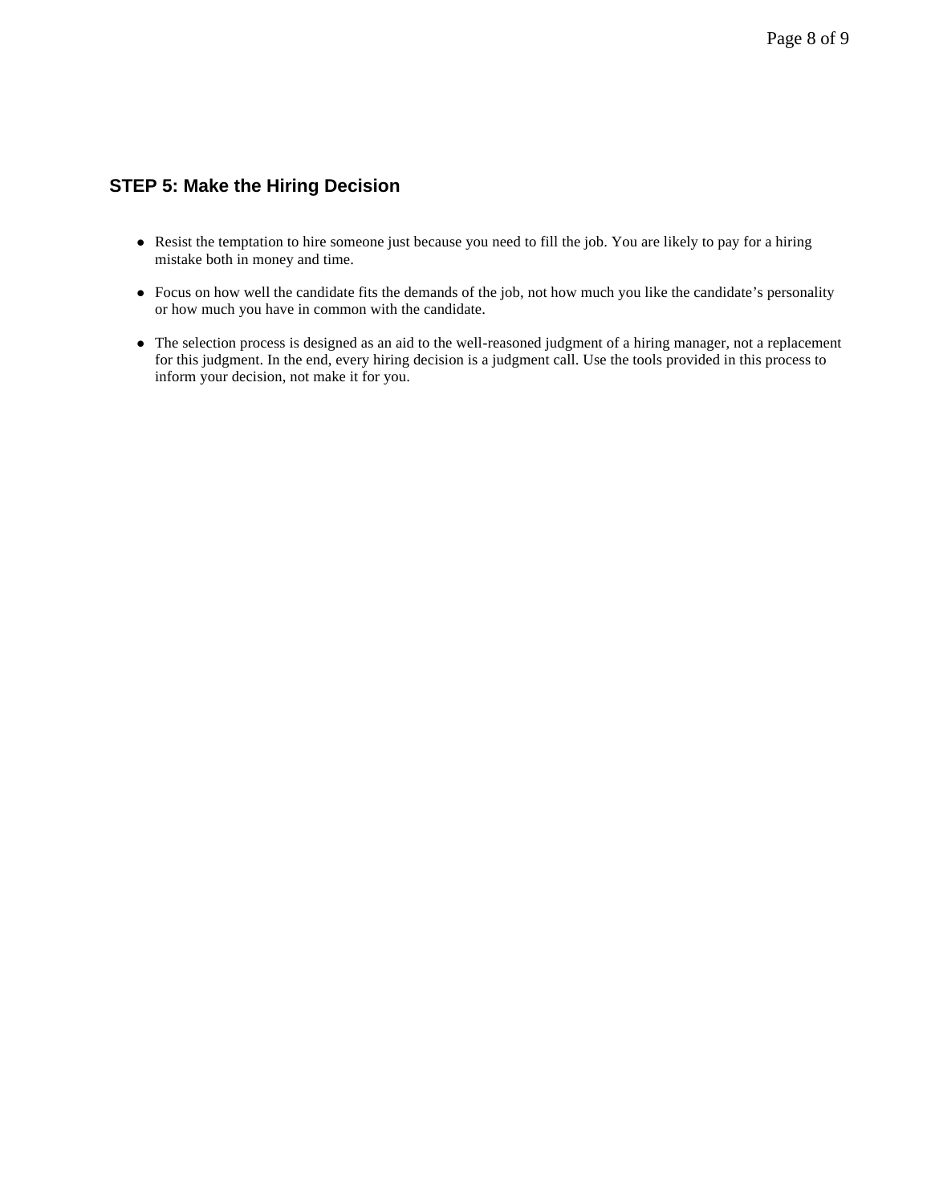## STEP 5: Make the Hiring Decision

- Resist the temptation to hire someone just because you need to fill the job. You are likely to pay for a hiring mistake both in money and time.
- Focus on how well the candidate fits the demands of the job, not how much you like the candidate's personality or how much you have in common with the candidate.
- The selection process is designed as an aid to the well-reasoned judgment of a hiring manager, not a replacement for this judgment. In the end, every hiring decision is a judgment call. Use the tools provided in this process to inform your decision, not make it for you.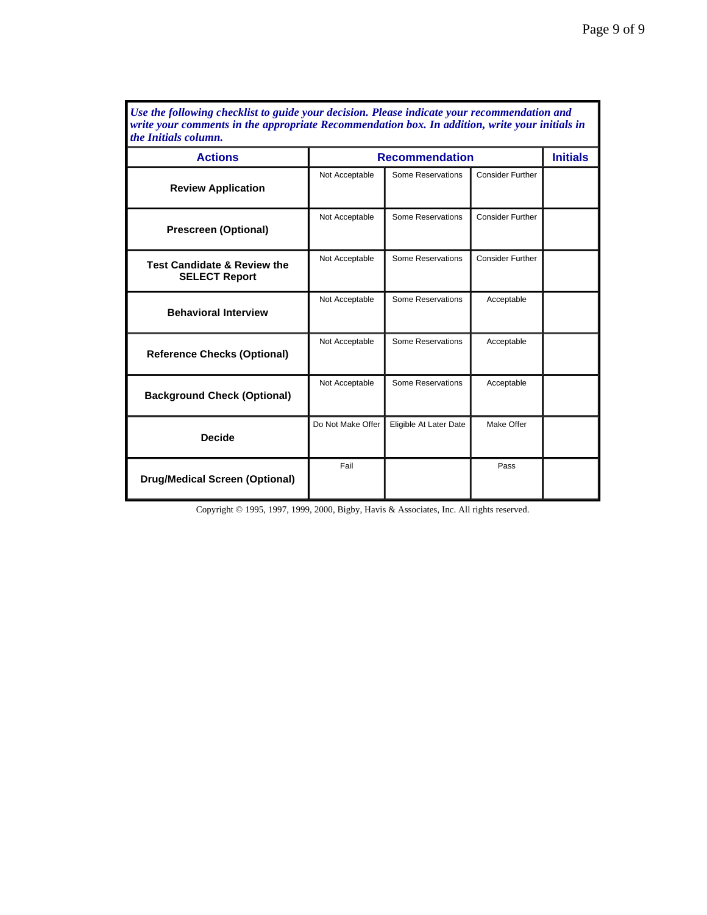*Use the following checklist to guide your decision. Please indicate your recommendation and write your comments in the appropriate Recommendation box. In addition, write your initials in the Initials column.*

| Actions | Recommendation | | | Initials |
|---|---|---|---|---|
| **Review Application** | Not Acceptable | Some Reservations | Consider Further | |
| **Prescreen (Optional)** | Not Acceptable | Some Reservations | Consider Further | |
| **Test Candidate & Review the SELECT Report** | Not Acceptable | Some Reservations | Consider Further | |
| **Behavioral Interview** | Not Acceptable | Some Reservations | Acceptable | |
| **Reference Checks (Optional)** | Not Acceptable | Some Reservations | Acceptable | |
| **Background Check (Optional)** | Not Acceptable | Some Reservations | Acceptable | |
| **Decide** | Do Not Make Offer | Eligible At Later Date | Make Offer | |
| **Drug/Medical Screen (Optional)** | Fail | | Pass | |

Copyright © 1995, 1997, 1999, 2000, Bigby, Havis & Associates, Inc. All rights reserved.